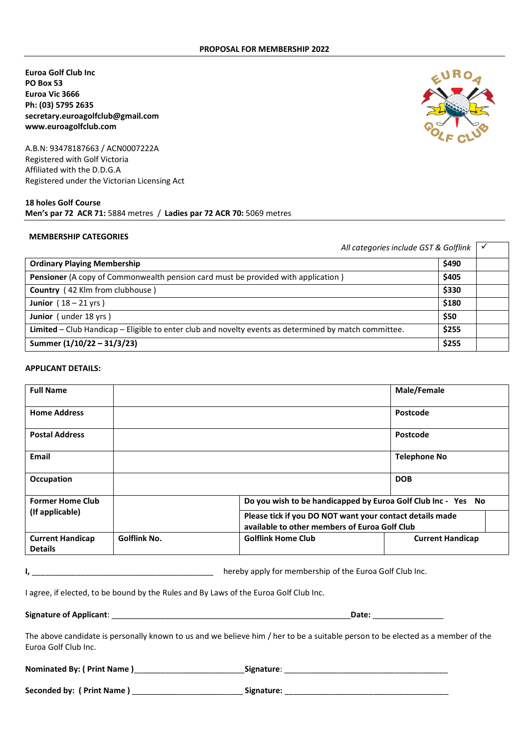**PROPOSAL FOR MEMBERSHIP 2022**

**Euroa Golf Club Inc**
**PO Box 53**
**Euroa Vic 3666**
**Ph: (03) 5795 2635**
**secretary.euroagolfclub@gmail.com**
**www.euroagolfclub.com**

A.B.N: 93478187663 / ACN0007222A
Registered with Golf Victoria
Affiliated with the D.D.G.A
Registered under the Victorian Licensing Act

**18 holes Golf Course**
**Men's par 72 ACR 71:** 5884 metres / **Ladies par 72 ACR 70:** 5069 metres

**MEMBERSHIP CATEGORIES**

| *All categories include GST & Golflink* | | ✓ |
|---|---|---|
| **Ordinary Playing Membership** | **$490** | |
| **Pensioner** (A copy of Commonwealth pension card must be provided with application ) | **$405** | |
| **Country** ( 42 Klm from clubhouse ) | **$330** | |
| **Junior** ( 18 – 21 yrs ) | **$180** | |
| **Junior** ( under 18 yrs ) | **$50** | |
| **Limited** – Club Handicap – Eligible to enter club and novelty events as determined by match committee. | **$255** | |
| **Summer (1/10/22 – 31/3/23)** | **$255** | |

**APPLICANT DETAILS:**

| | | | |
|---|---|---|---|
| **Full Name** | | | **Male/Female** |
| **Home Address** | | | **Postcode** |
| **Postal Address** | | | **Postcode** |
| **Email** | | | **Telephone No** |
| **Occupation** | | | **DOB** |
| **Former Home Club (If applicable)** | | **Do you wish to be handicapped by Euroa Golf Club Inc - Yes No** | |
| | | **Please tick if you DO NOT want your contact details made available to other members of Euroa Golf Club** | |
| **Current Handicap Details** | **Golflink No.** | **Golflink Home Club** | **Current Handicap** |

**I,** ________________________________________ hereby apply for membership of the Euroa Golf Club Inc.

I agree, if elected, to be bound by the Rules and By Laws of the Euroa Golf Club Inc.

**Signature of Applicant**: ______________________________________________________**Date:** _______________

The above candidate is personally known to us and we believe him / her to be a suitable person to be elected as a member of the Euroa Golf Club Inc.

**Nominated By: ( Print Name )**________________________**Signature**: ____________________________________

**Seconded by: ( Print Name )** ________________________ **Signature:** ____________________________________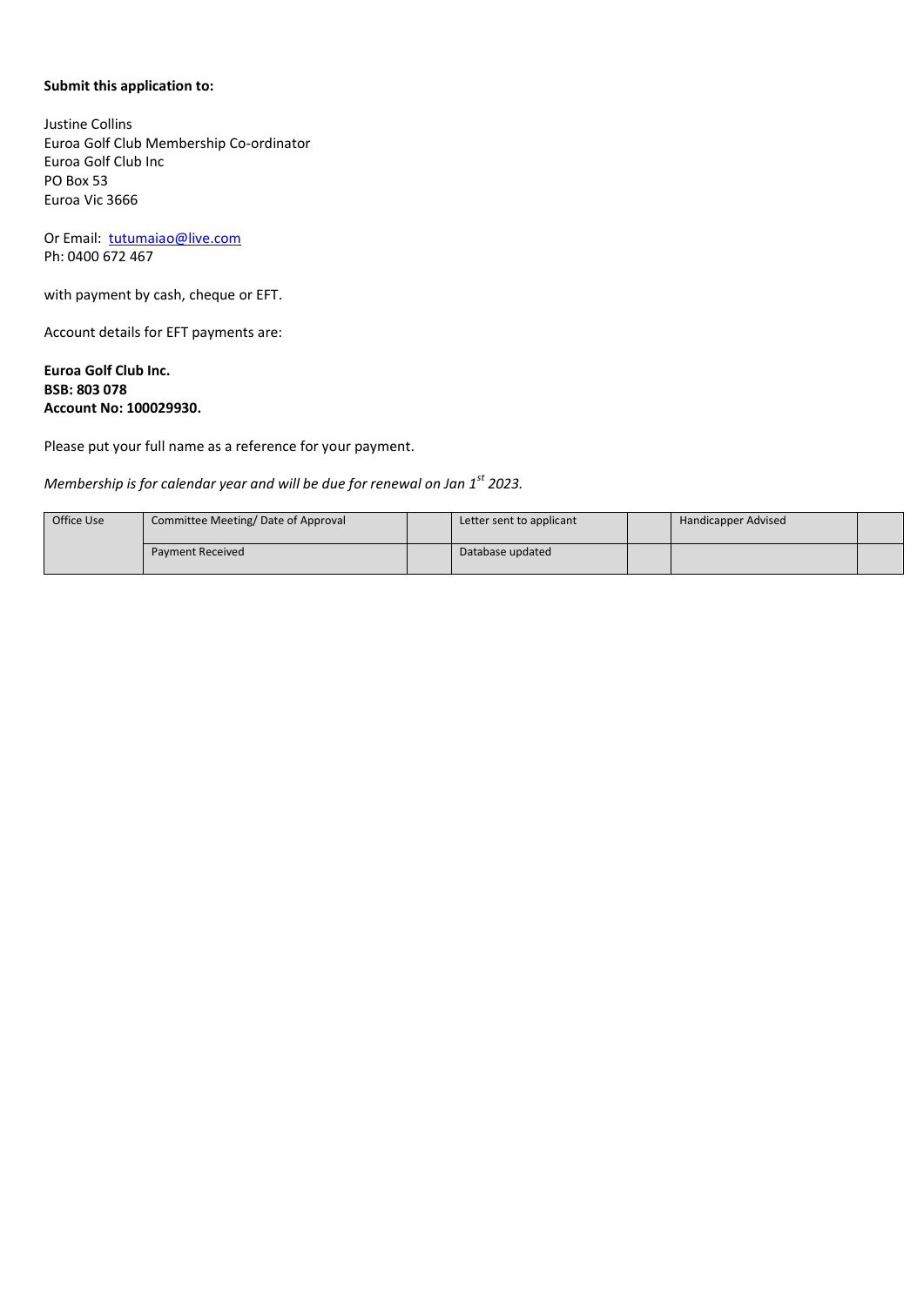**Submit this application to:**

Justine Collins
Euroa Golf Club Membership Co-ordinator
Euroa Golf Club Inc
PO Box 53
Euroa Vic 3666

Or Email: tutumaiao@live.com
Ph: 0400 672 467

with payment by cash, cheque or EFT.

Account details for EFT payments are:

**Euroa Golf Club Inc.**
**BSB: 803 078**
**Account No: 100029930.**

Please put your full name as a reference for your payment.

*Membership is for calendar year and will be due for renewal on Jan 1st 2023.*

| | | | | | | |
|---|---|---|---|---|---|---|
| Office Use | Committee Meeting/ Date of Approval | | Letter sent to applicant | | Handicapper Advised | |
| | Payment Received | | Database updated | | | |